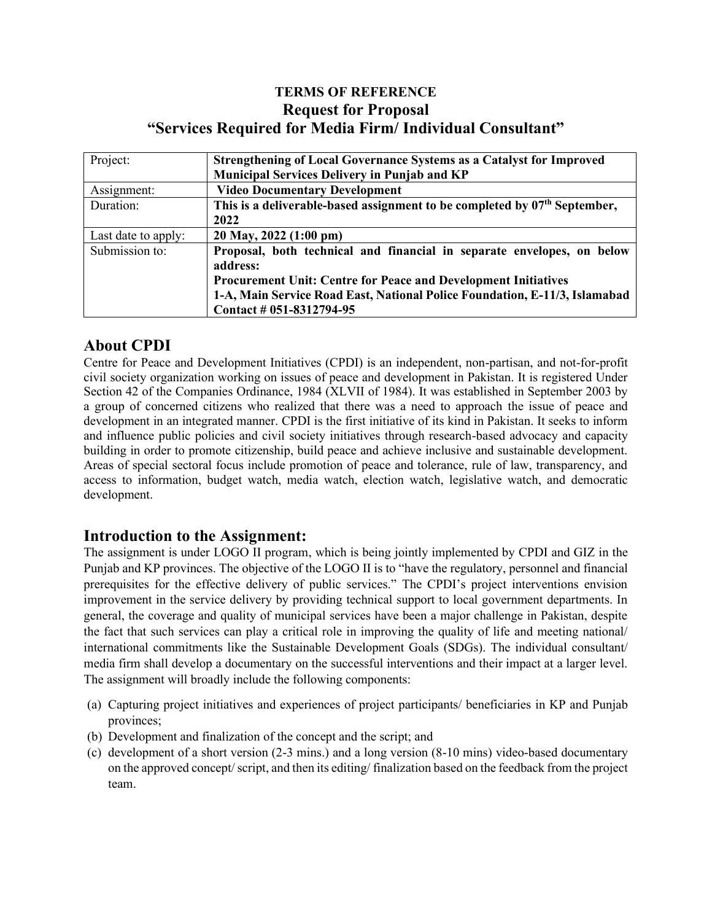**TERMS OF REFERENCE**

# Request for Proposal

# "Services Required for Media Firm/ Individual Consultant"

| Project: | **Strengthening of Local Governance Systems as a Catalyst for Improved Municipal Services Delivery in Punjab and KP** |
|---|---|
| Assignment: | **Video Documentary Development** |
| Duration: | **This is a deliverable-based assignment to be completed by 07th September, 2022** |
| Last date to apply: | **20 May, 2022 (1:00 pm)** |
| Submission to: | **Proposal, both technical and financial in separate envelopes, on below address:**<br>**Procurement Unit: Centre for Peace and Development Initiatives**<br>**1-A, Main Service Road East, National Police Foundation, E-11/3, Islamabad**<br>**Contact # 051-8312794-95** |

## About CPDI

Centre for Peace and Development Initiatives (CPDI) is an independent, non-partisan, and not-for-profit civil society organization working on issues of peace and development in Pakistan. It is registered Under Section 42 of the Companies Ordinance, 1984 (XLVII of 1984). It was established in September 2003 by a group of concerned citizens who realized that there was a need to approach the issue of peace and development in an integrated manner. CPDI is the first initiative of its kind in Pakistan. It seeks to inform and influence public policies and civil society initiatives through research-based advocacy and capacity building in order to promote citizenship, build peace and achieve inclusive and sustainable development. Areas of special sectoral focus include promotion of peace and tolerance, rule of law, transparency, and access to information, budget watch, media watch, election watch, legislative watch, and democratic development.

## Introduction to the Assignment:

The assignment is under LOGO II program, which is being jointly implemented by CPDI and GIZ in the Punjab and KP provinces. The objective of the LOGO II is to "have the regulatory, personnel and financial prerequisites for the effective delivery of public services." The CPDI's project interventions envision improvement in the service delivery by providing technical support to local government departments. In general, the coverage and quality of municipal services have been a major challenge in Pakistan, despite the fact that such services can play a critical role in improving the quality of life and meeting national/ international commitments like the Sustainable Development Goals (SDGs). The individual consultant/ media firm shall develop a documentary on the successful interventions and their impact at a larger level. The assignment will broadly include the following components:

(a) Capturing project initiatives and experiences of project participants/ beneficiaries in KP and Punjab provinces;

(b) Development and finalization of the concept and the script; and

(c) development of a short version (2-3 mins.) and a long version (8-10 mins) video-based documentary on the approved concept/ script, and then its editing/ finalization based on the feedback from the project team.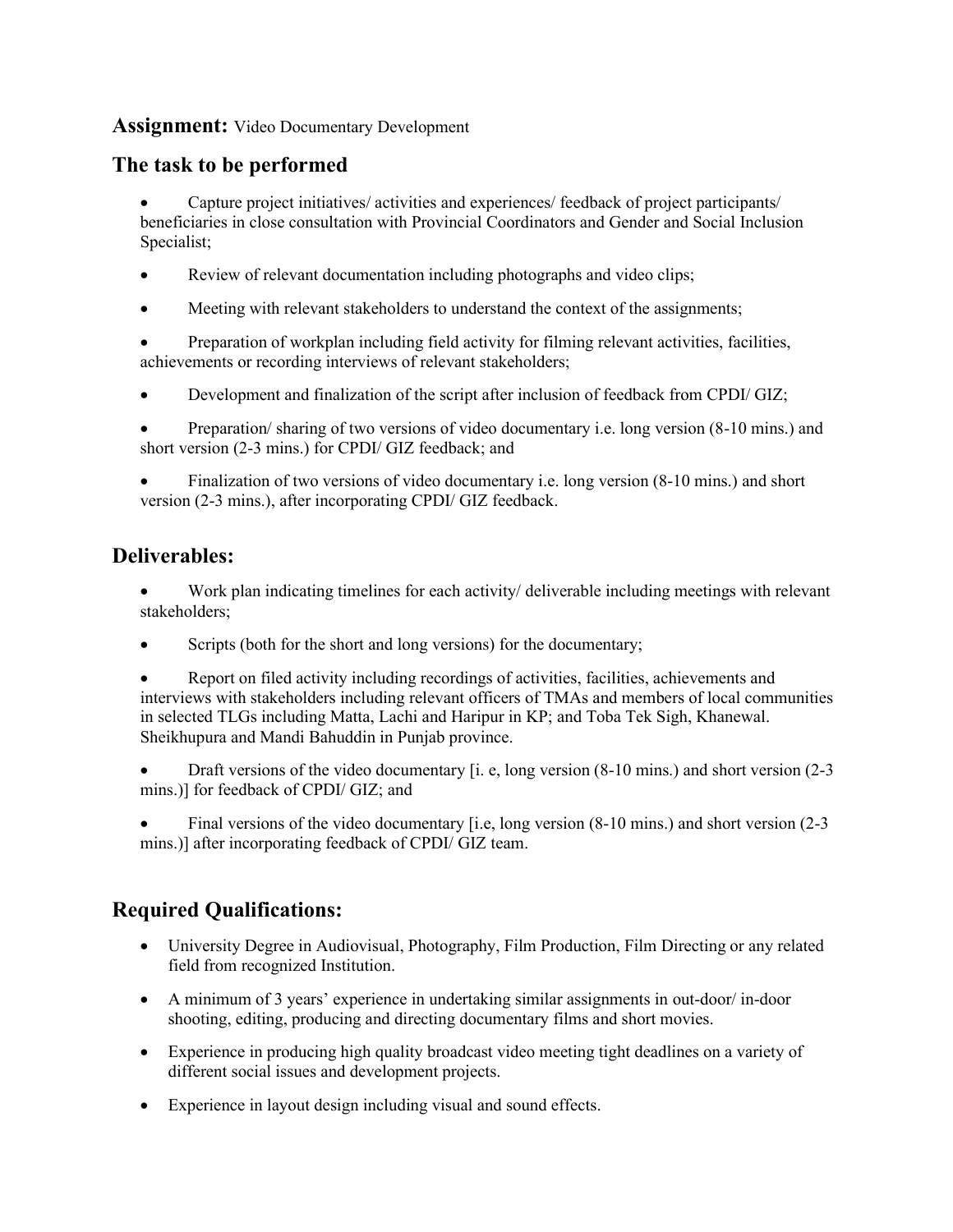**Assignment:** Video Documentary Development

## The task to be performed

- Capture project initiatives/ activities and experiences/ feedback of project participants/ beneficiaries in close consultation with Provincial Coordinators and Gender and Social Inclusion Specialist;
- Review of relevant documentation including photographs and video clips;
- Meeting with relevant stakeholders to understand the context of the assignments;
- Preparation of workplan including field activity for filming relevant activities, facilities, achievements or recording interviews of relevant stakeholders;
- Development and finalization of the script after inclusion of feedback from CPDI/ GIZ;
- Preparation/ sharing of two versions of video documentary i.e. long version (8-10 mins.) and short version (2-3 mins.) for CPDI/ GIZ feedback; and
- Finalization of two versions of video documentary i.e. long version (8-10 mins.) and short version (2-3 mins.), after incorporating CPDI/ GIZ feedback.

## Deliverables:

- Work plan indicating timelines for each activity/ deliverable including meetings with relevant stakeholders;
- Scripts (both for the short and long versions) for the documentary;
- Report on filed activity including recordings of activities, facilities, achievements and interviews with stakeholders including relevant officers of TMAs and members of local communities in selected TLGs including Matta, Lachi and Haripur in KP; and Toba Tek Sigh, Khanewal. Sheikhupura and Mandi Bahuddin in Punjab province.
- Draft versions of the video documentary [i. e, long version (8-10 mins.) and short version (2-3 mins.)] for feedback of CPDI/ GIZ; and
- Final versions of the video documentary [i.e, long version (8-10 mins.) and short version (2-3 mins.)] after incorporating feedback of CPDI/ GIZ team.

## Required Qualifications:

- University Degree in Audiovisual, Photography, Film Production, Film Directing or any related field from recognized Institution.
- A minimum of 3 years' experience in undertaking similar assignments in out-door/ in-door shooting, editing, producing and directing documentary films and short movies.
- Experience in producing high quality broadcast video meeting tight deadlines on a variety of different social issues and development projects.
- Experience in layout design including visual and sound effects.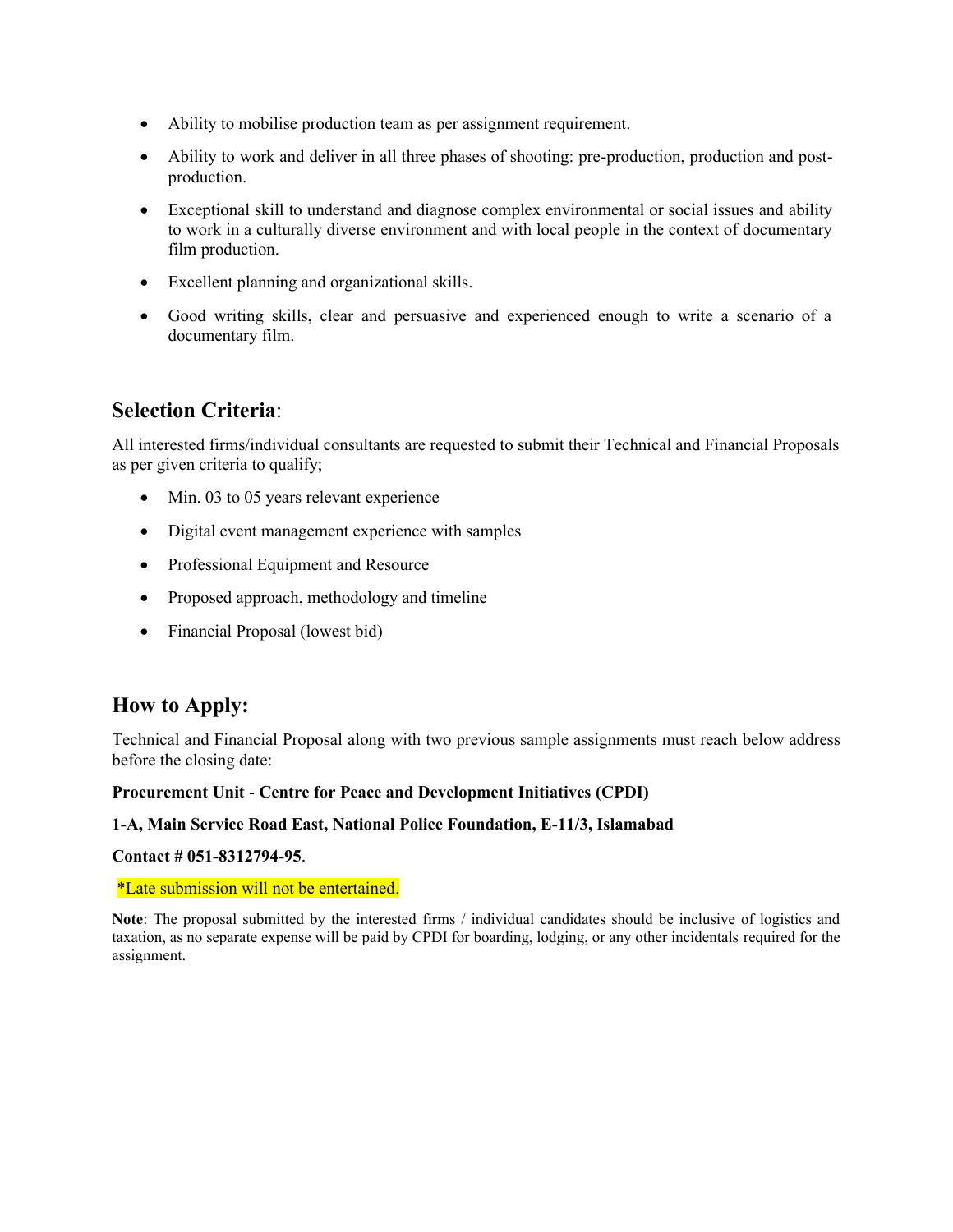- Ability to mobilise production team as per assignment requirement.
- Ability to work and deliver in all three phases of shooting: pre-production, production and post-production.
- Exceptional skill to understand and diagnose complex environmental or social issues and ability to work in a culturally diverse environment and with local people in the context of documentary film production.
- Excellent planning and organizational skills.
- Good writing skills, clear and persuasive and experienced enough to write a scenario of a documentary film.

## Selection Criteria:

All interested firms/individual consultants are requested to submit their Technical and Financial Proposals as per given criteria to qualify;

- Min. 03 to 05 years relevant experience
- Digital event management experience with samples
- Professional Equipment and Resource
- Proposed approach, methodology and timeline
- Financial Proposal (lowest bid)

## How to Apply:

Technical and Financial Proposal along with two previous sample assignments must reach below address before the closing date:

**Procurement Unit - Centre for Peace and Development Initiatives (CPDI)**

**1-A, Main Service Road East, National Police Foundation, E-11/3, Islamabad**

**Contact # 051-8312794-95**.

*Late submission will not be entertained.

**Note**: The proposal submitted by the interested firms / individual candidates should be inclusive of logistics and taxation, as no separate expense will be paid by CPDI for boarding, lodging, or any other incidentals required for the assignment.